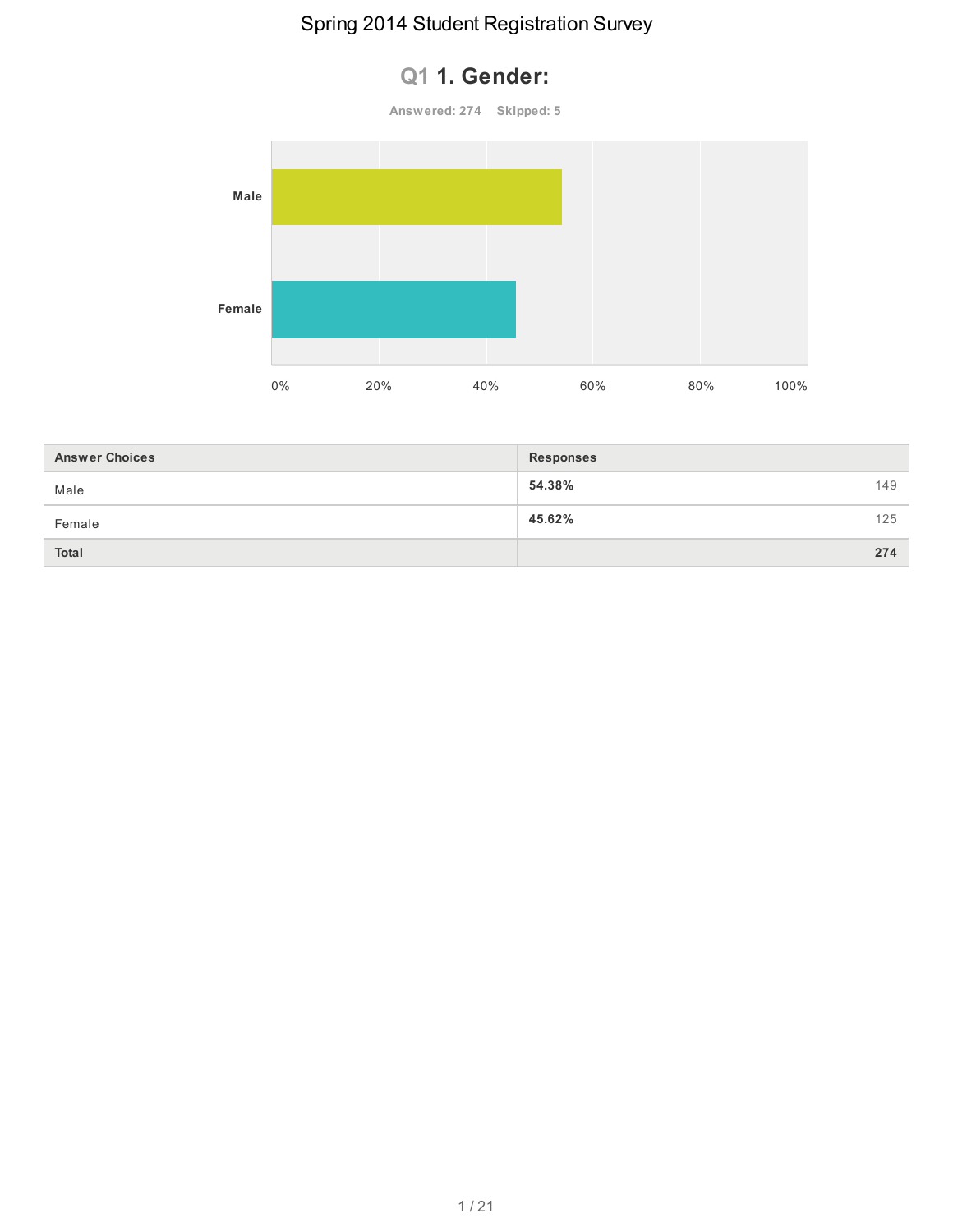# Spring 2014 Student Registration Survey

## Q1 1. Gender:

Answered: 274 Skipped: 5

| Answer Choices | Responses | |
|---|---|---|
| Male | **54.38%** | 149 |
| Female | **45.62%** | 125 |
| **Total** | | **274** |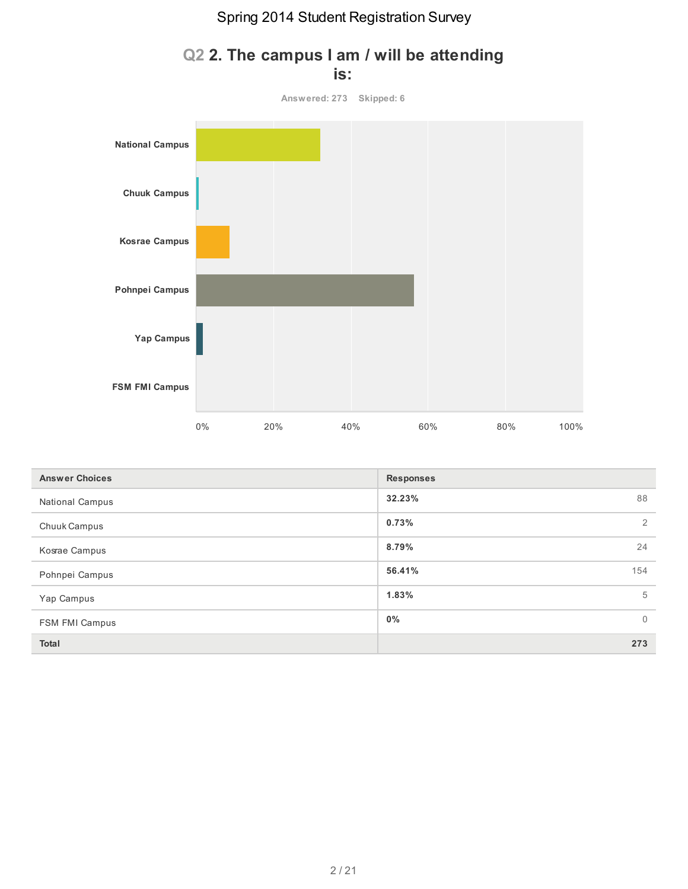# Q2 2. The campus I am / will be attending is:

Answered: 273 Skipped: 6

| Answer Choices | Responses | |
|---|---|---|
| National Campus | 32.23% | 88 |
| Chuuk Campus | 0.73% | 2 |
| Kosrae Campus | 8.79% | 24 |
| Pohnpei Campus | 56.41% | 154 |
| Yap Campus | 1.83% | 5 |
| FSM FMI Campus | 0% | 0 |
| **Total** | | **273** |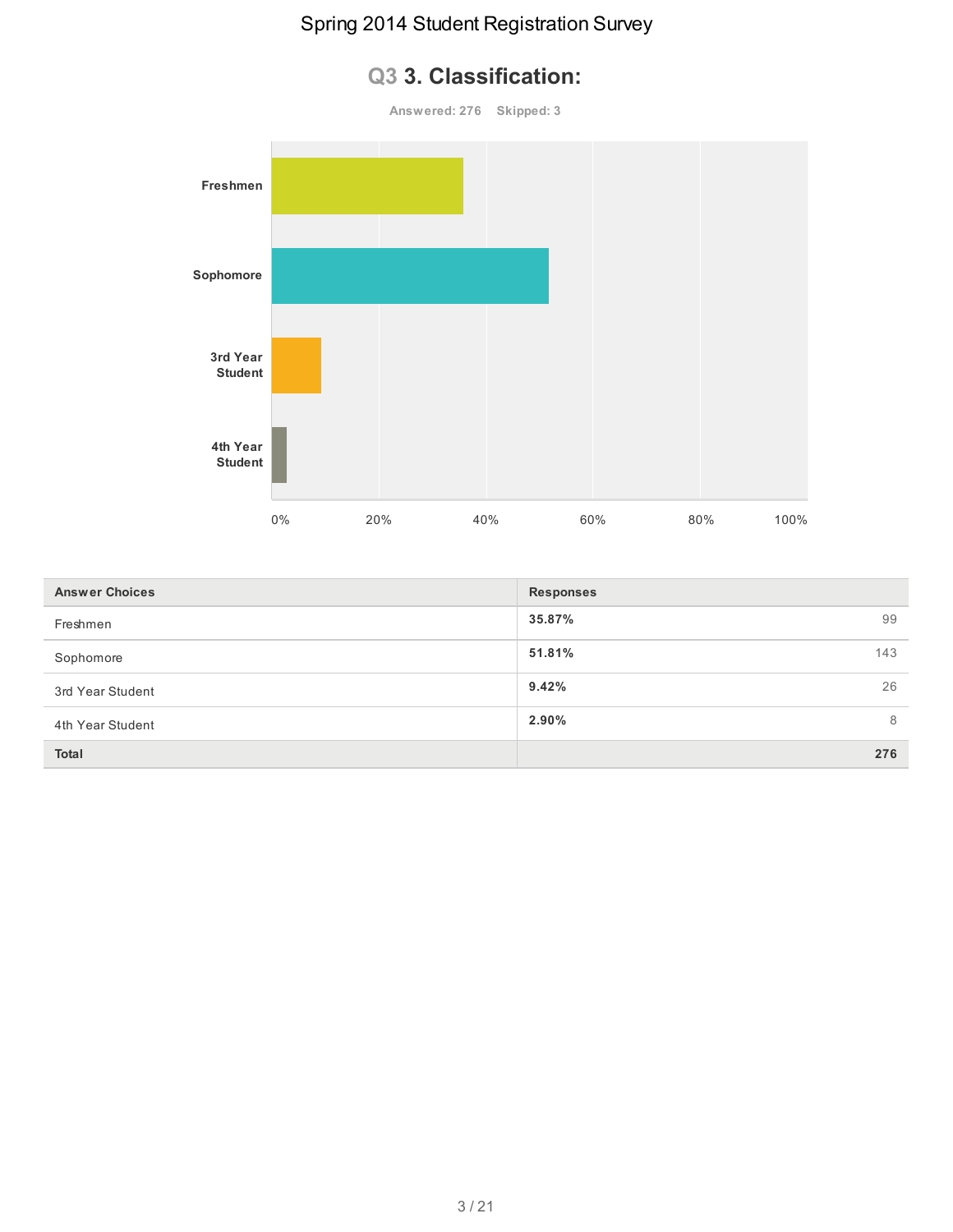# Q3 3. Classification:

Answered: 276 Skipped: 3

| Answer Choices | Responses | |
|---|---|---|
| Freshmen | 35.87% | 99 |
| Sophomore | 51.81% | 143 |
| 3rd Year Student | 9.42% | 26 |
| 4th Year Student | 2.90% | 8 |
| **Total** | | **276** |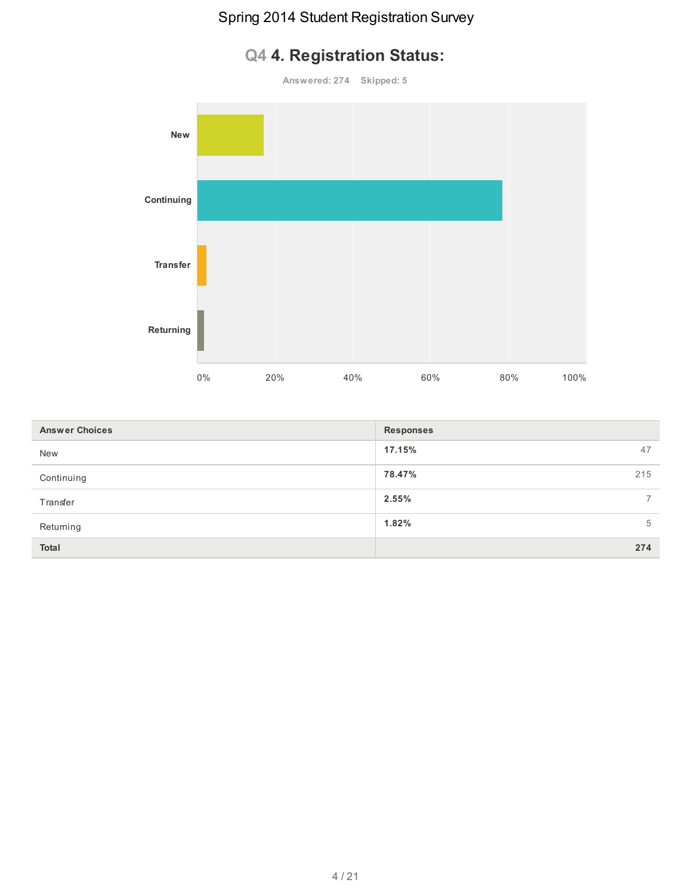## Q4 4. Registration Status:

Answered: 274 Skipped: 5

| Answer Choices | Responses | |
|---|---|---|
| New | 17.15% | 47 |
| Continuing | 78.47% | 215 |
| Transfer | 2.55% | 7 |
| Returning | 1.82% | 5 |
| **Total** | | **274** |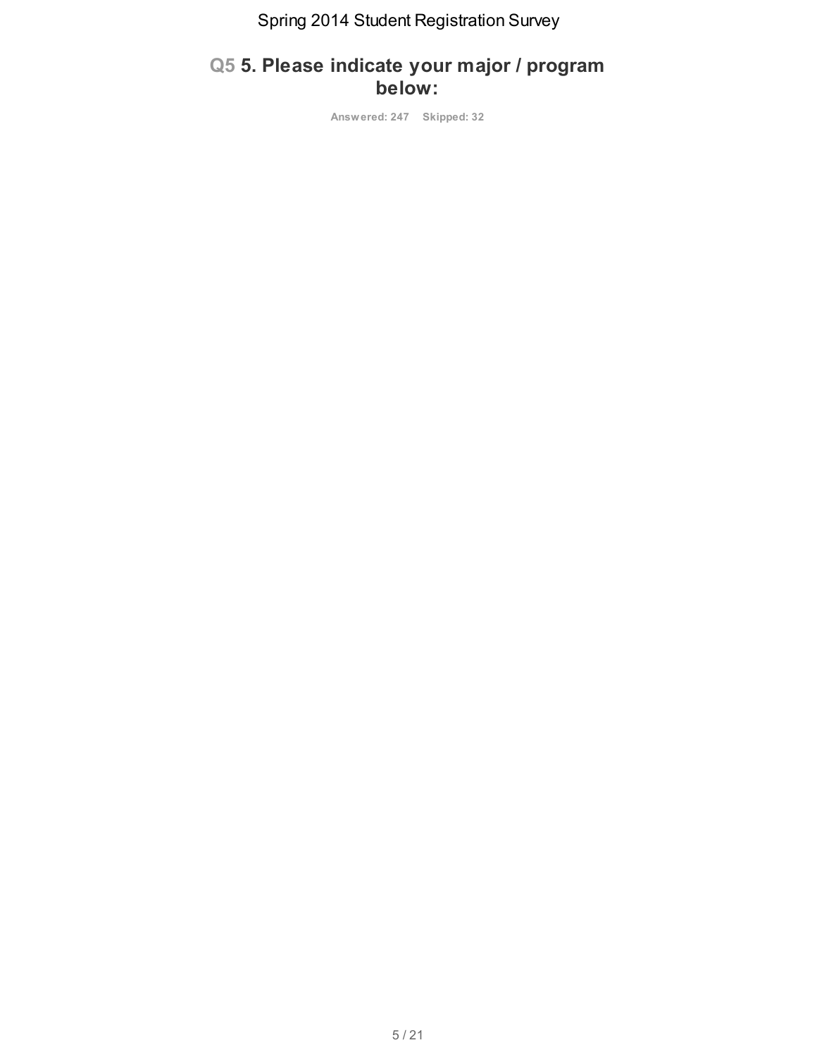## Q5 5. Please indicate your major / program below:

**Answered: 247 Skipped: 32**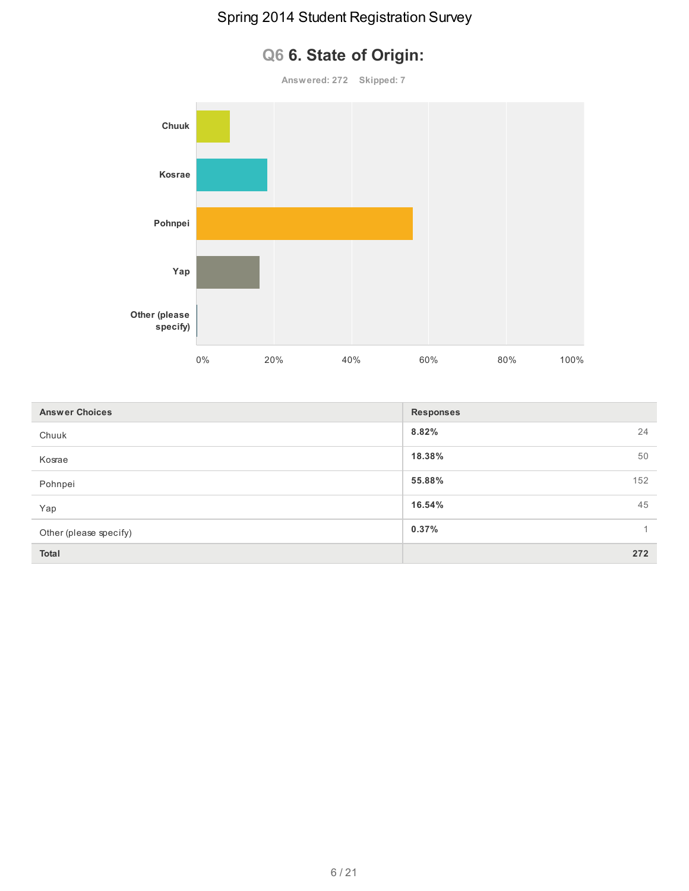## Q6 6. State of Origin:

Answered: 272 Skipped: 7

| Answer Choices | Responses | |
|---|---|---|
| Chuuk | 8.82% | 24 |
| Kosrae | 18.38% | 50 |
| Pohnpei | 55.88% | 152 |
| Yap | 16.54% | 45 |
| Other (please specify) | 0.37% | 1 |
| **Total** | | **272** |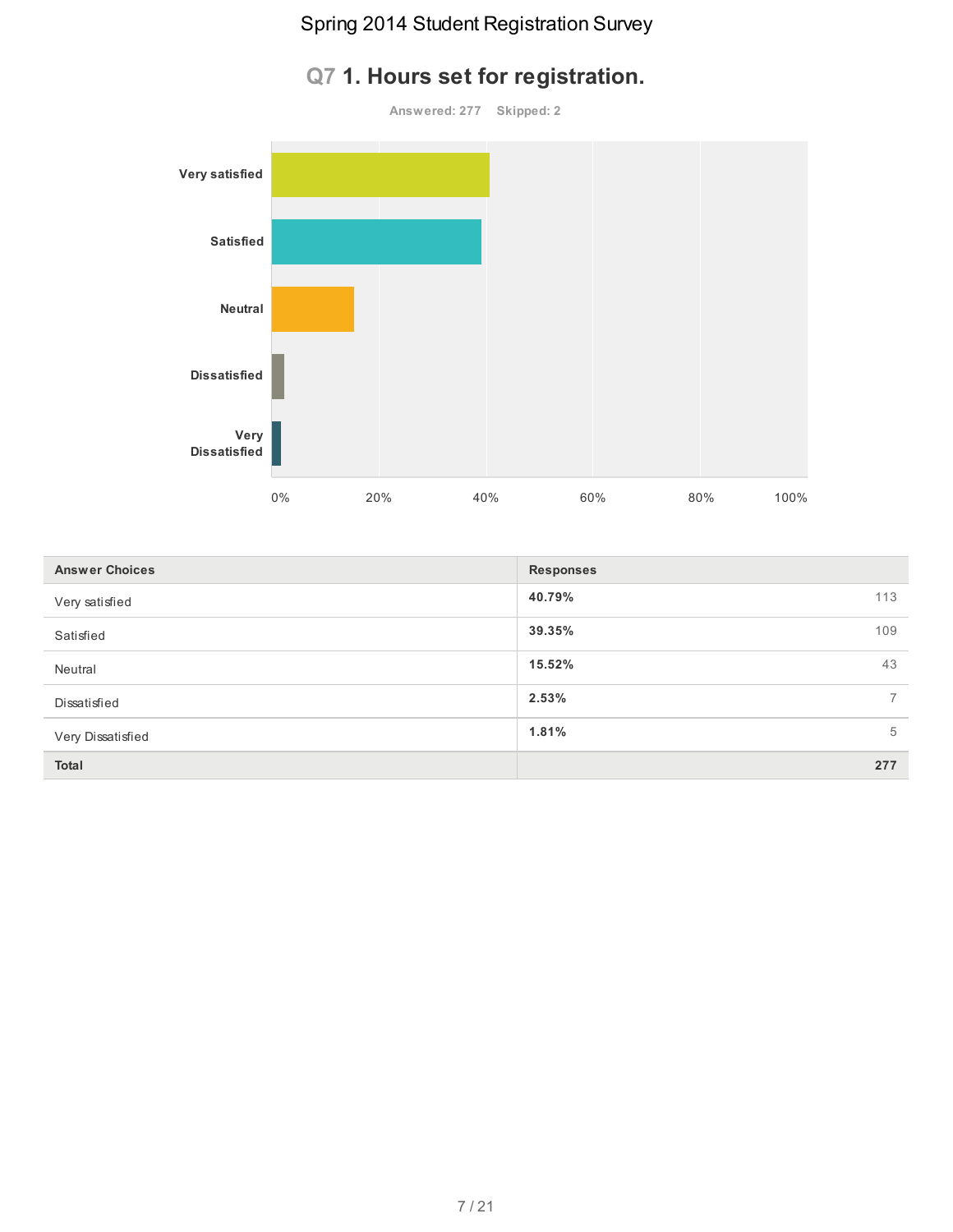# Spring 2014 Student Registration Survey

## Q7 1. Hours set for registration.

Answered: 277 Skipped: 2

| Answer Choices | Responses | |
|---|---|---|
| Very satisfied | **40.79%** | 113 |
| Satisfied | **39.35%** | 109 |
| Neutral | **15.52%** | 43 |
| Dissatisfied | **2.53%** | 7 |
| Very Dissatisfied | **1.81%** | 5 |
| **Total** | | **277** |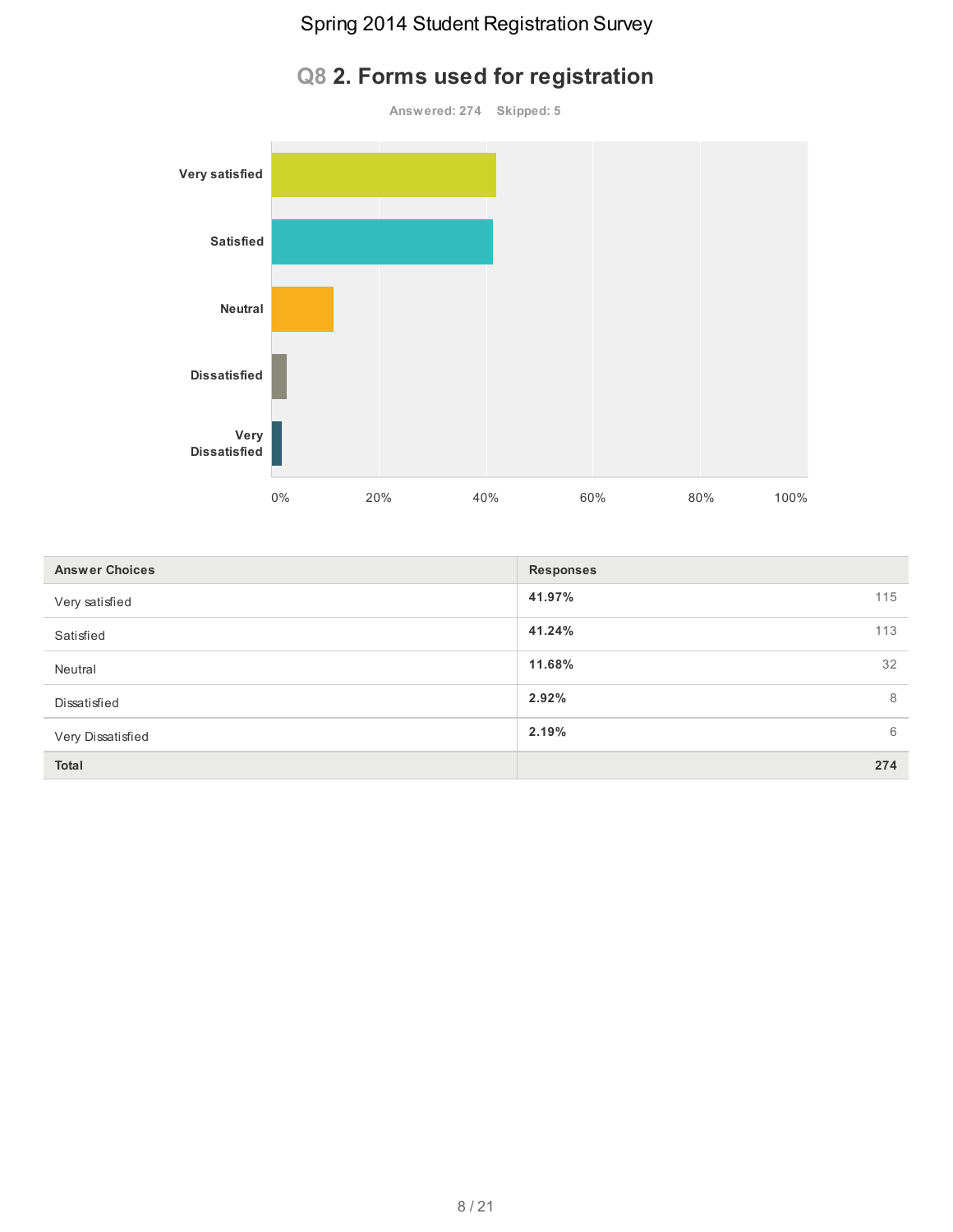# Q8 2. Forms used for registration

**Answered: 274 Skipped: 5**

| Answer Choices | Responses | |
|---|---|---|
| Very satisfied | **41.97%** | 115 |
| Satisfied | **41.24%** | 113 |
| Neutral | **11.68%** | 32 |
| Dissatisfied | **2.92%** | 8 |
| Very Dissatisfied | **2.19%** | 6 |
| **Total** | | **274** |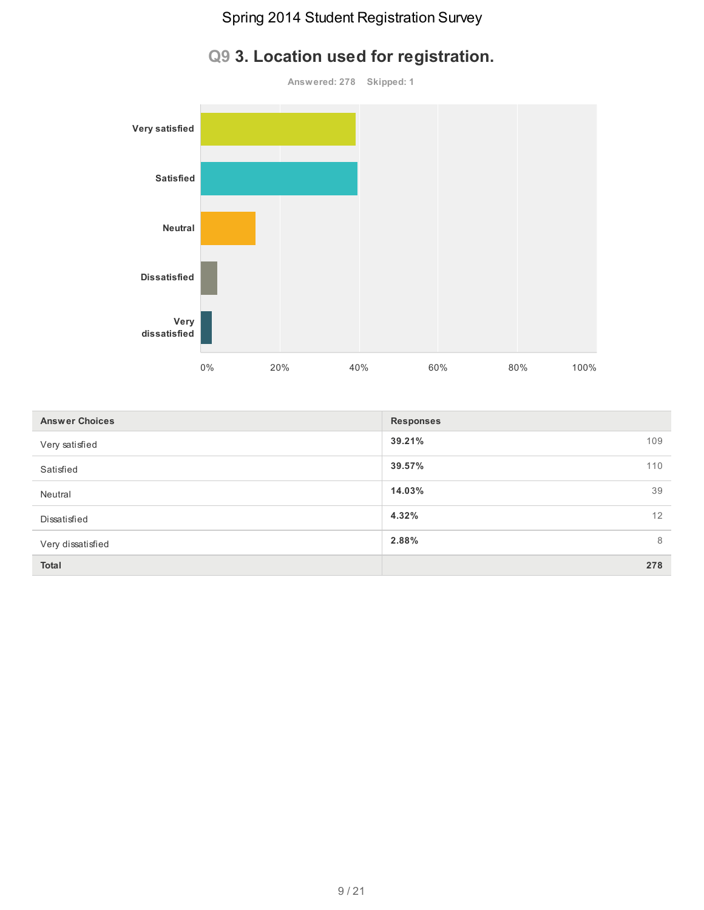## Q9 3. Location used for registration.

Answered: 278 Skipped: 1

| Answer Choices | Responses | |
|---|---|---|
| Very satisfied | **39.21%** | 109 |
| Satisfied | **39.57%** | 110 |
| Neutral | **14.03%** | 39 |
| Dissatisfied | **4.32%** | 12 |
| Very dissatisfied | **2.88%** | 8 |
| **Total** | | **278** |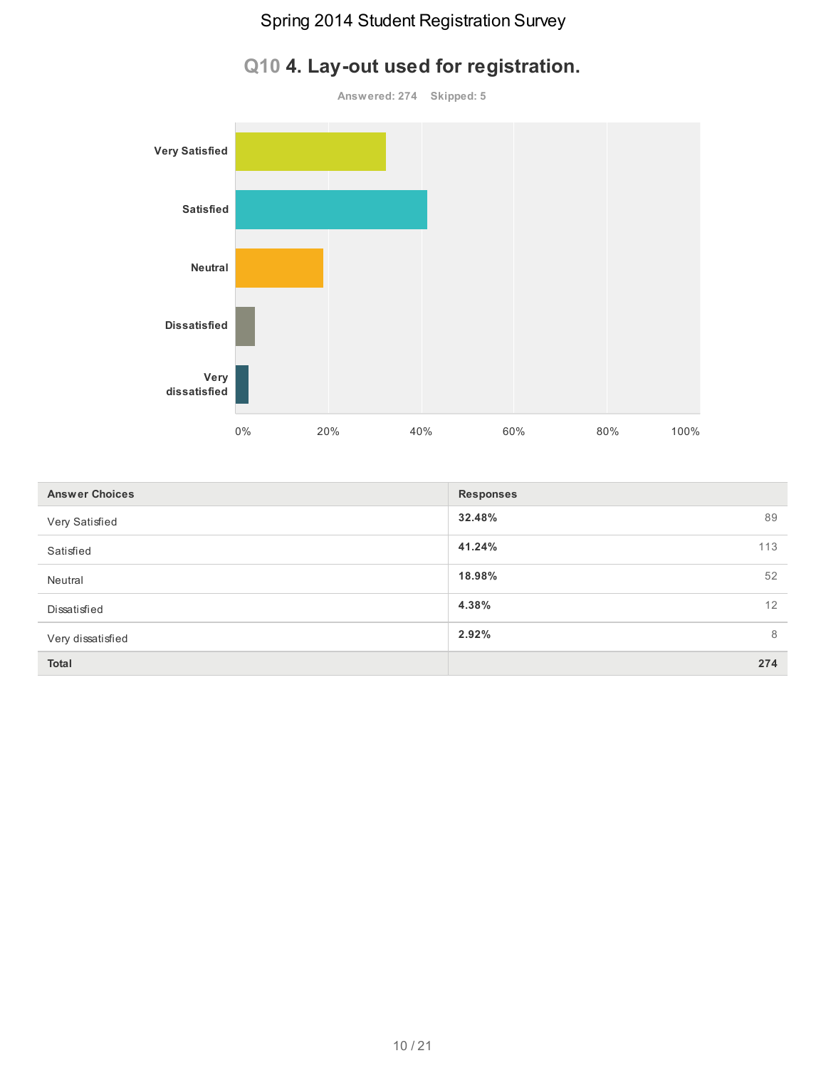## Q10 4. Lay-out used for registration.

Answered: 274 Skipped: 5

| Answer Choices | Responses | |
|---|---|---|
| Very Satisfied | **32.48%** | 89 |
| Satisfied | **41.24%** | 113 |
| Neutral | **18.98%** | 52 |
| Dissatisfied | **4.38%** | 12 |
| Very dissatisfied | **2.92%** | 8 |
| **Total** | | **274** |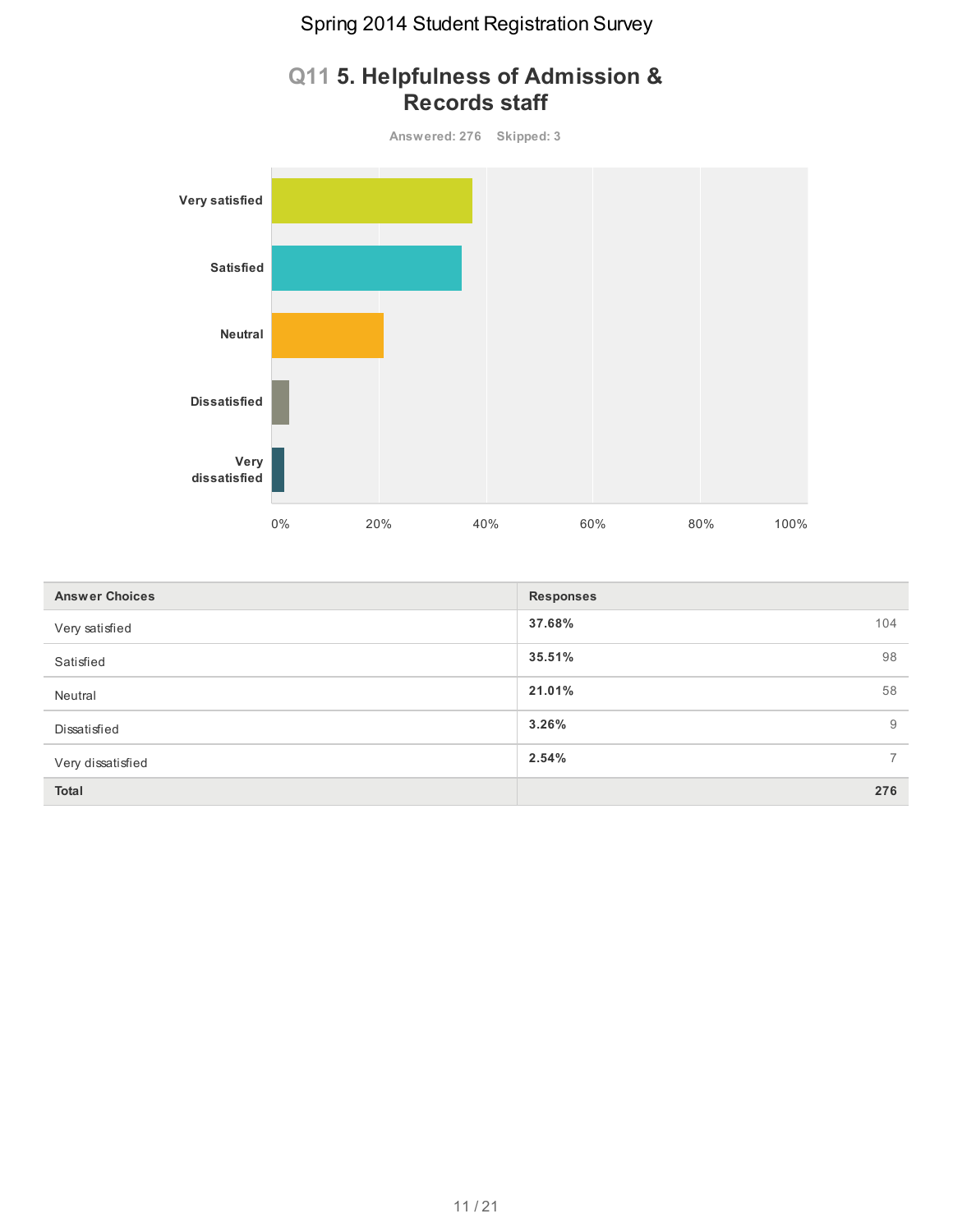# Spring 2014 Student Registration Survey

## Q11 5. Helpfulness of Admission & Records staff

Answered: 276 Skipped: 3

| Answer Choices | Responses | |
|---|---|---|
| Very satisfied | 37.68% | 104 |
| Satisfied | 35.51% | 98 |
| Neutral | 21.01% | 58 |
| Dissatisfied | 3.26% | 9 |
| Very dissatisfied | 2.54% | 7 |
| **Total** | | **276** |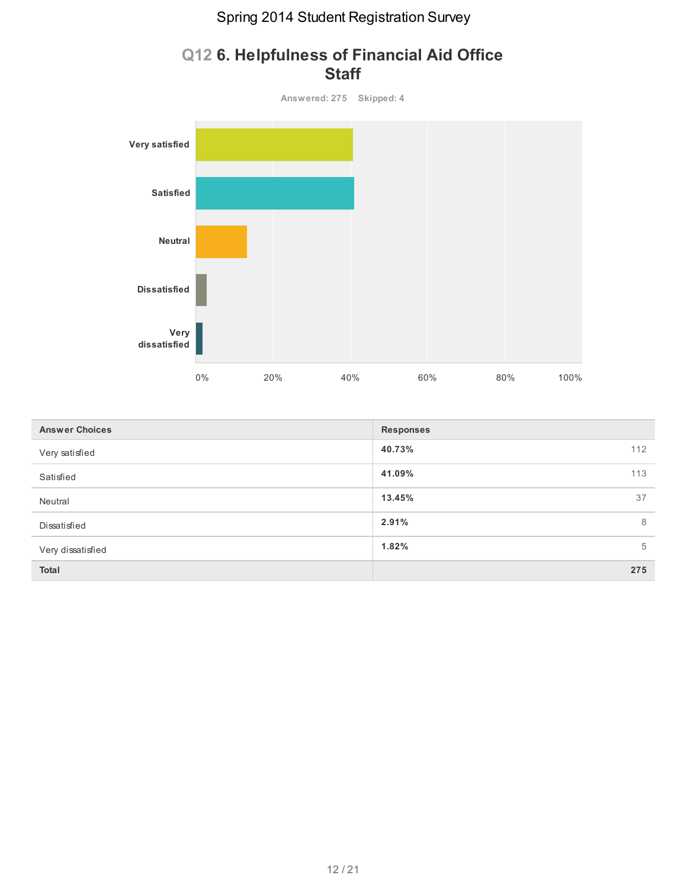# Spring 2014 Student Registration Survey

## Q12 6. Helpfulness of Financial Aid Office Staff

Answered: 275 Skipped: 4

| Answer Choices | Responses | |
|---|---|---|
| Very satisfied | **40.73%** | 112 |
| Satisfied | **41.09%** | 113 |
| Neutral | **13.45%** | 37 |
| Dissatisfied | **2.91%** | 8 |
| Very dissatisfied | **1.82%** | 5 |
| **Total** | | **275** |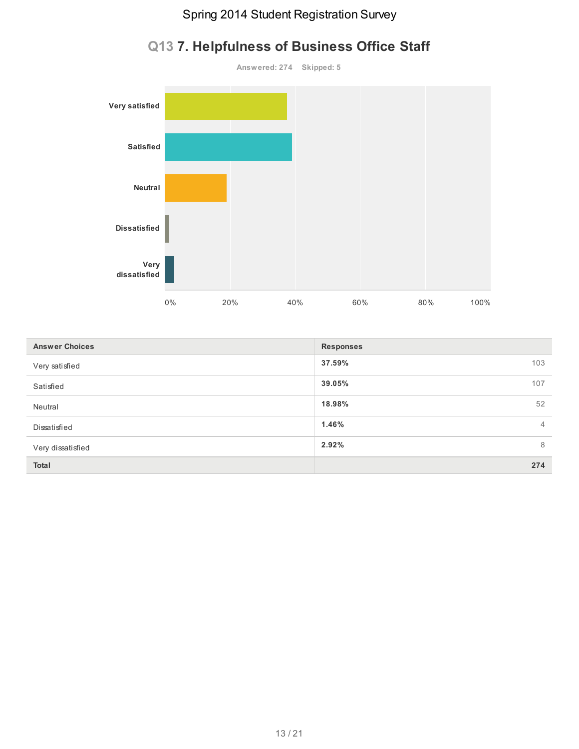## Q13 7. Helpfulness of Business Office Staff

Answered: 274 Skipped: 5

| Answer Choices | Responses | |
|---|---|---|
| Very satisfied | **37.59%** | 103 |
| Satisfied | **39.05%** | 107 |
| Neutral | **18.98%** | 52 |
| Dissatisfied | **1.46%** | 4 |
| Very dissatisfied | **2.92%** | 8 |
| **Total** | | **274** |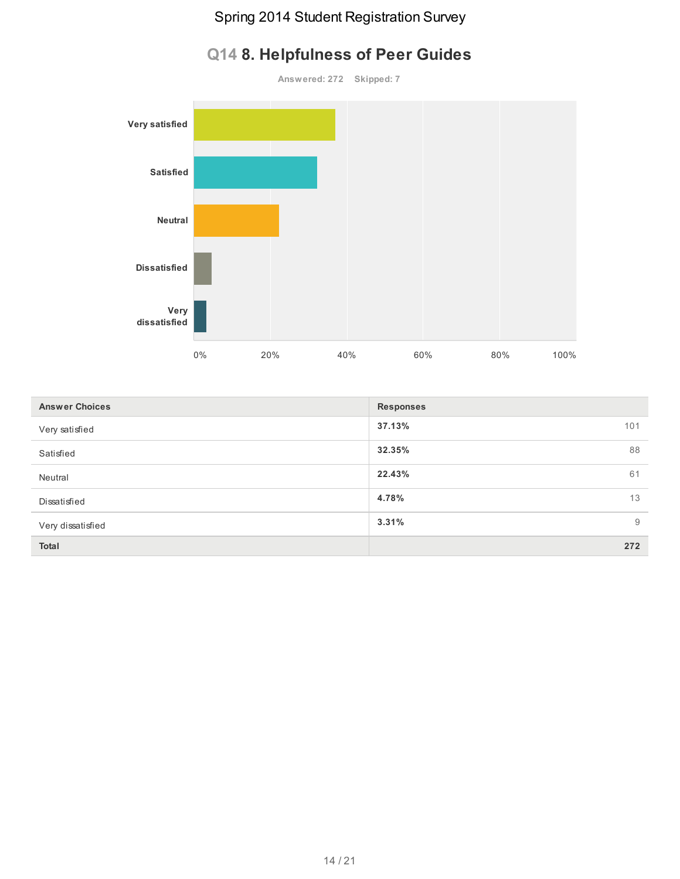# Q14 8. Helpfulness of Peer Guides

**Answered: 272 Skipped: 7**

| Answer Choices | Responses | |
|---|---|---|
| Very satisfied | **37.13%** | 101 |
| Satisfied | **32.35%** | 88 |
| Neutral | **22.43%** | 61 |
| Dissatisfied | **4.78%** | 13 |
| Very dissatisfied | **3.31%** | 9 |
| **Total** | | **272** |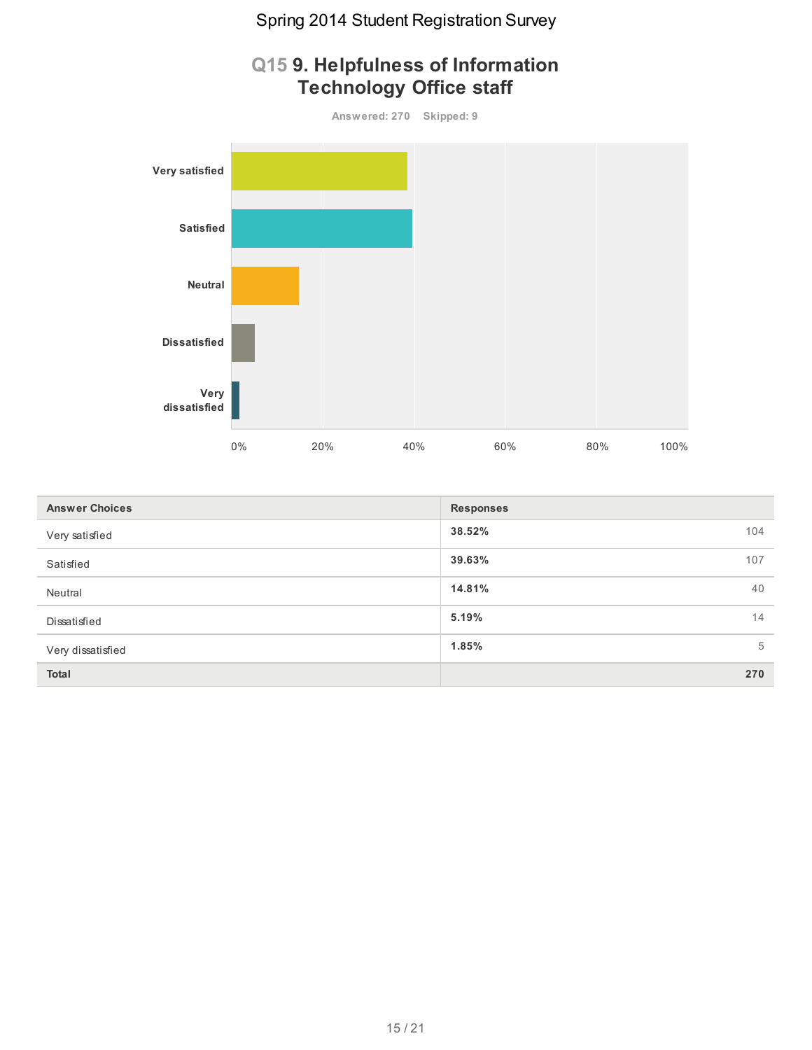# Q15 9. Helpfulness of Information Technology Office staff

Answered: 270 Skipped: 9

| Answer Choices | Responses | |
|---|---|---|
| Very satisfied | **38.52%** | 104 |
| Satisfied | **39.63%** | 107 |
| Neutral | **14.81%** | 40 |
| Dissatisfied | **5.19%** | 14 |
| Very dissatisfied | **1.85%** | 5 |
| **Total** | | **270** |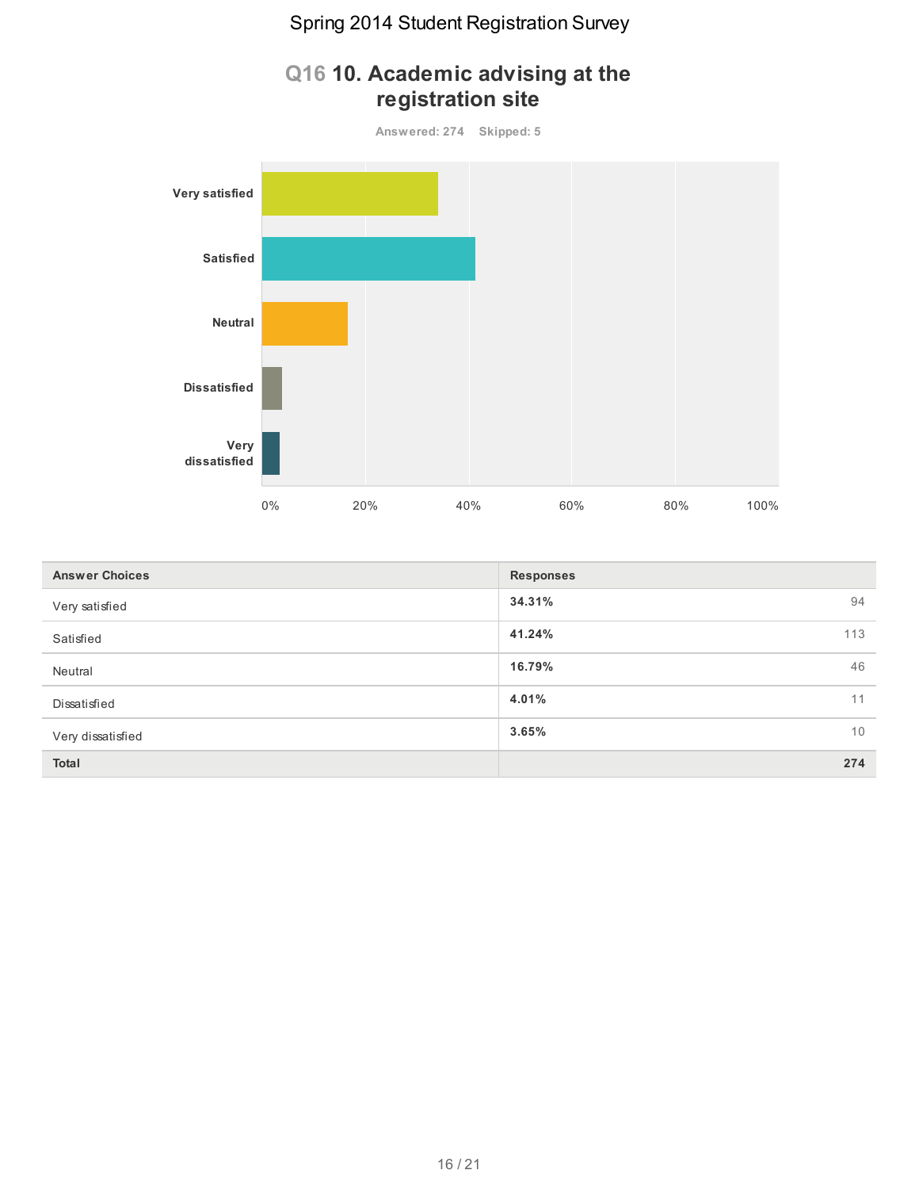# Q16 10. Academic advising at the registration site

Answered: 274    Skipped: 5

| Answer Choices | Responses | |
|---|---|---|
| Very satisfied | **34.31%** | 94 |
| Satisfied | **41.24%** | 113 |
| Neutral | **16.79%** | 46 |
| Dissatisfied | **4.01%** | 11 |
| Very dissatisfied | **3.65%** | 10 |
| **Total** | | **274** |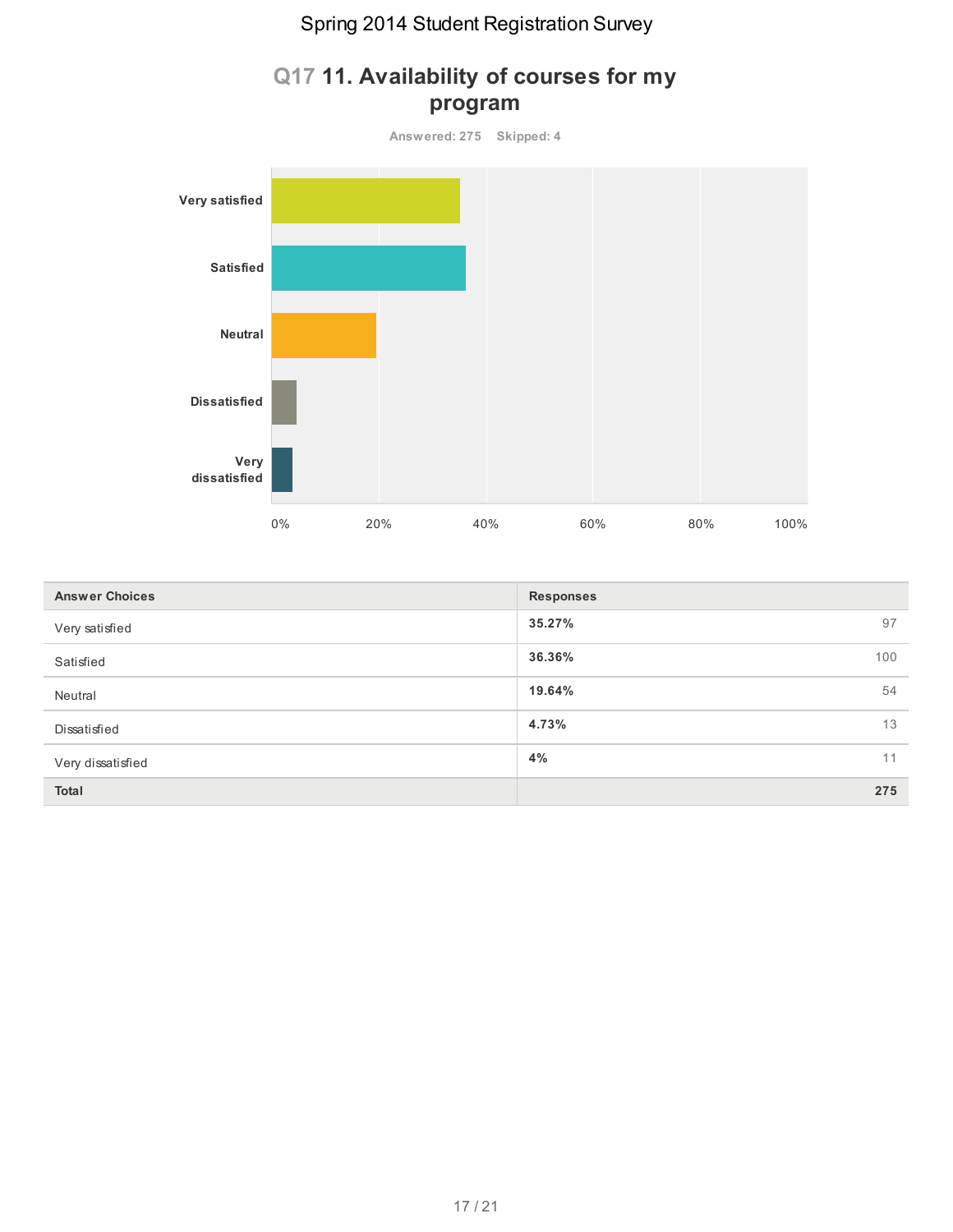# Q17 11. Availability of courses for my program

Answered: 275 Skipped: 4

| Answer Choices | Responses | |
|---|---|---|
| Very satisfied | 35.27% | 97 |
| Satisfied | 36.36% | 100 |
| Neutral | 19.64% | 54 |
| Dissatisfied | 4.73% | 13 |
| Very dissatisfied | 4% | 11 |
| **Total** | | **275** |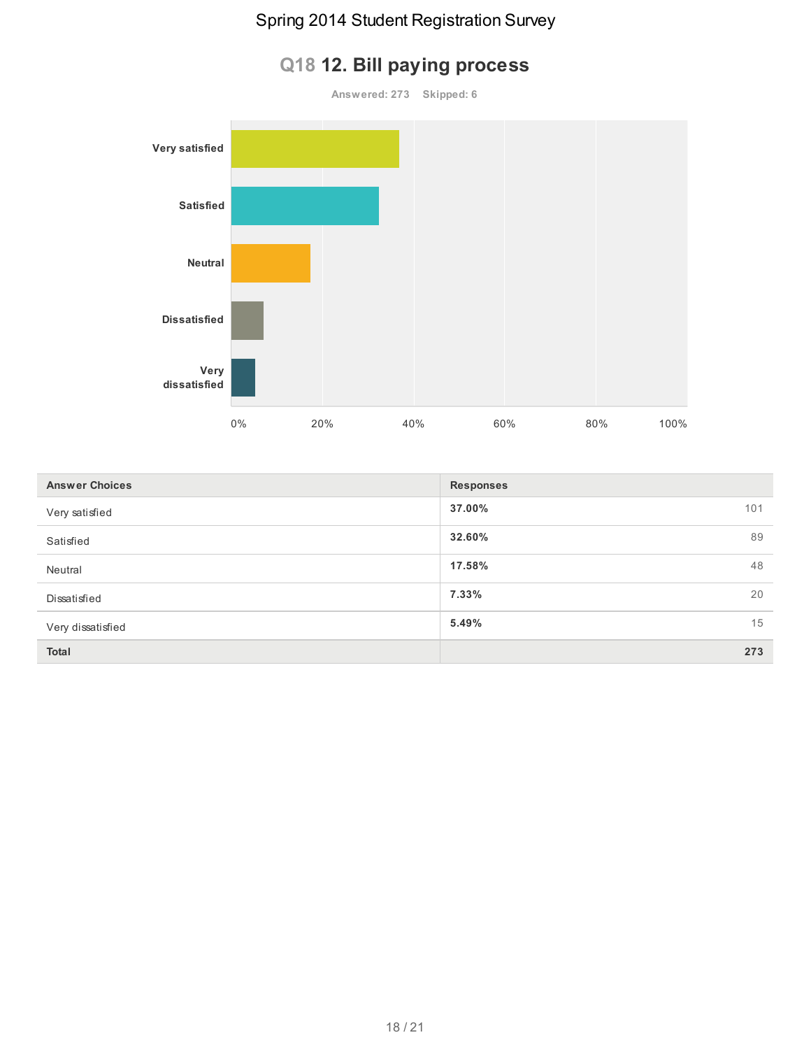# Spring 2014 Student Registration Survey

## Q18 12. Bill paying process

Answered: 273 Skipped: 6

| Answer Choices | Responses | |
|---|---|---|
| Very satisfied | **37.00%** | 101 |
| Satisfied | **32.60%** | 89 |
| Neutral | **17.58%** | 48 |
| Dissatisfied | **7.33%** | 20 |
| Very dissatisfied | **5.49%** | 15 |
| **Total** | | **273** |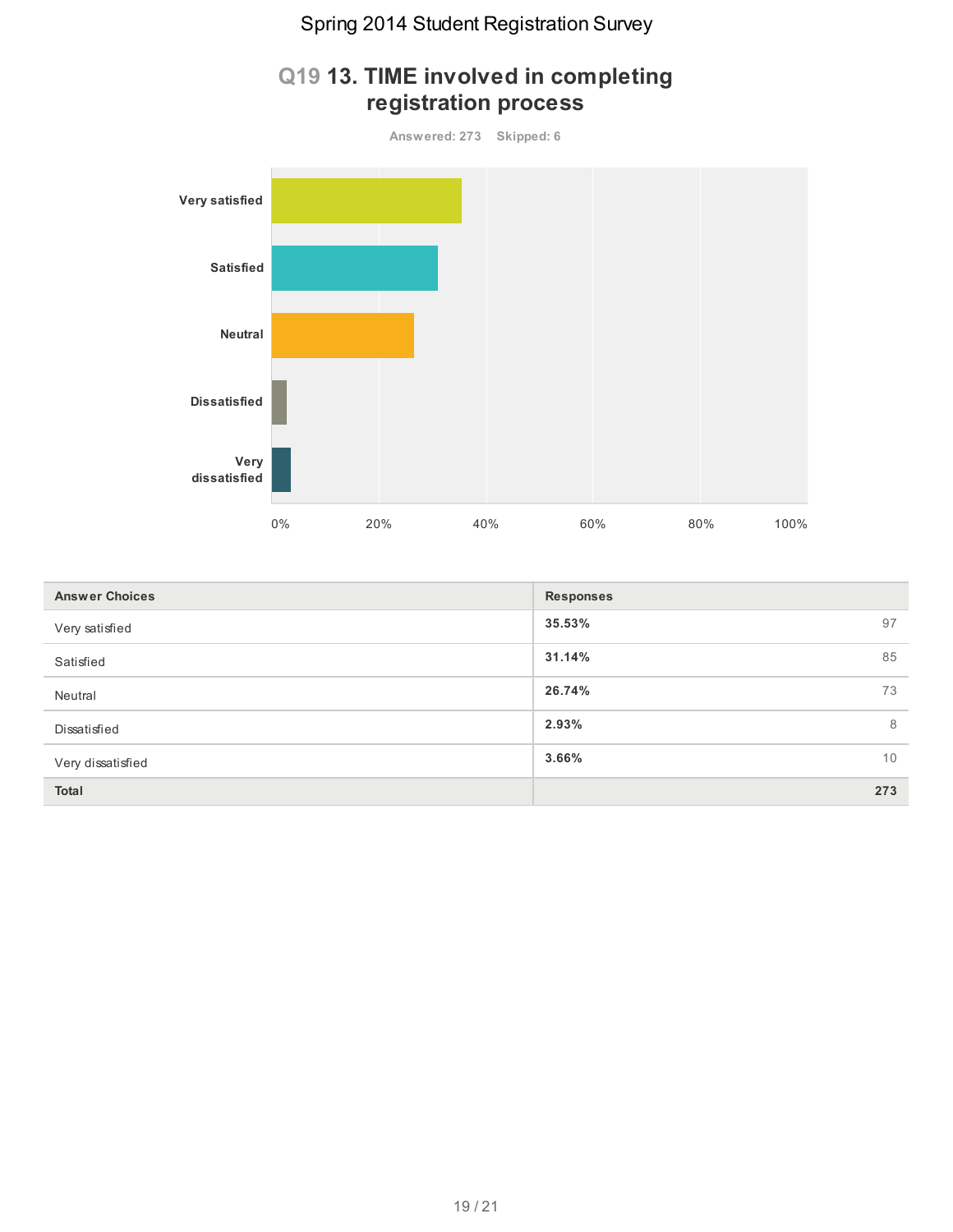# Q19 13. TIME involved in completing registration process

Answered: 273 Skipped: 6

| Answer Choices | Responses | |
|---|---|---|
| Very satisfied | 35.53% | 97 |
| Satisfied | 31.14% | 85 |
| Neutral | 26.74% | 73 |
| Dissatisfied | 2.93% | 8 |
| Very dissatisfied | 3.66% | 10 |
| **Total** | | **273** |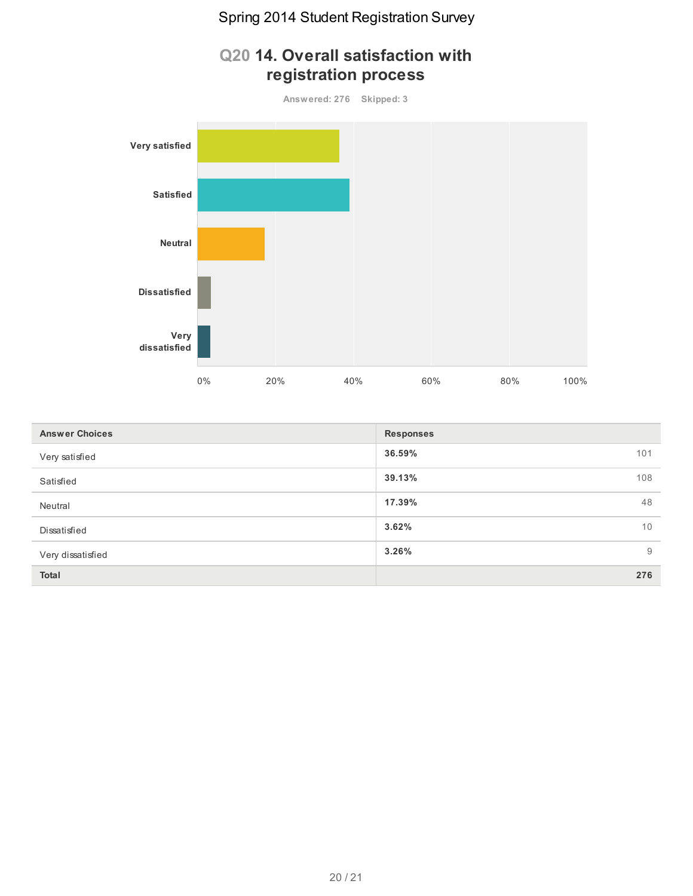# Q20 14. Overall satisfaction with registration process

**Answered: 276 Skipped: 3**

| Answer Choices | Responses | |
|---|---|---|
| Very satisfied | **36.59%** | 101 |
| Satisfied | **39.13%** | 108 |
| Neutral | **17.39%** | 48 |
| Dissatisfied | **3.62%** | 10 |
| Very dissatisfied | **3.26%** | 9 |
| **Total** | | **276** |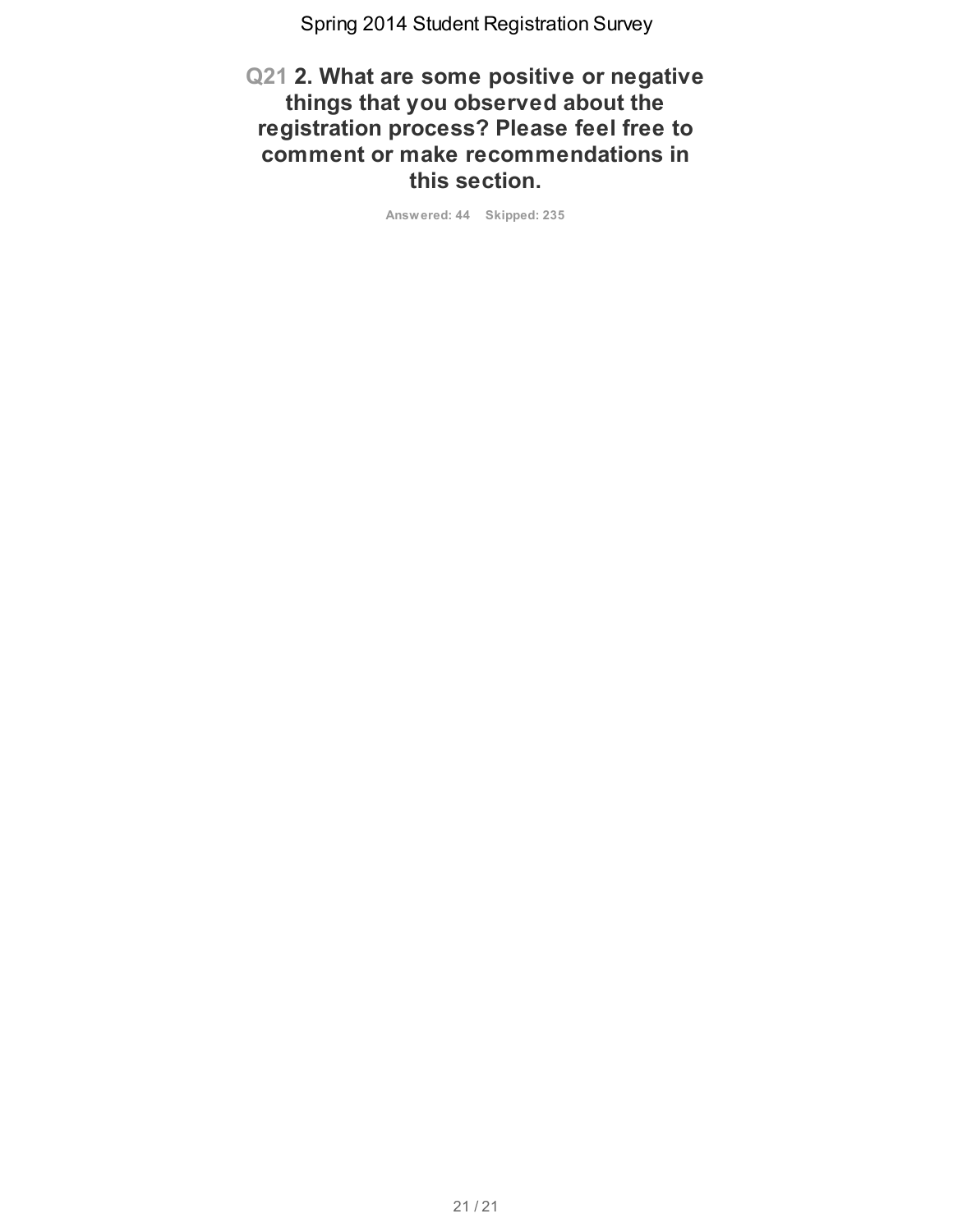## Q21 2. What are some positive or negative things that you observed about the registration process? Please feel free to comment or make recommendations in this section.

**Answered: 44 Skipped: 235**